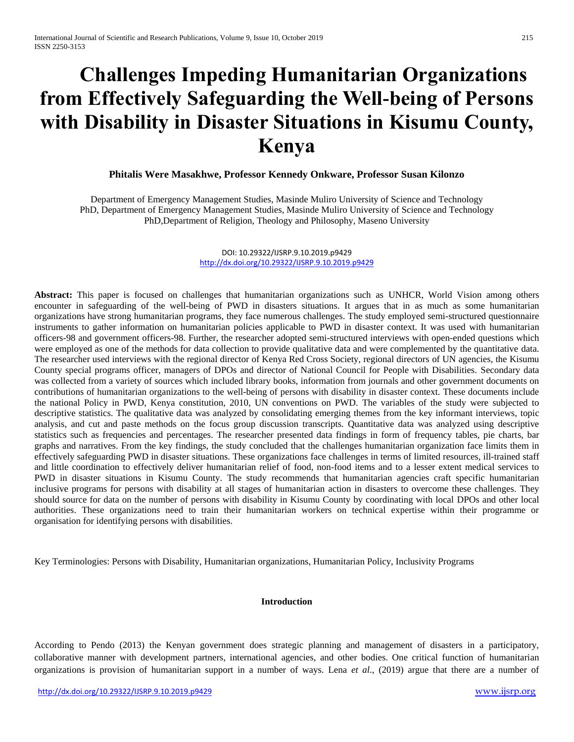# Challenges Impeding Humanitarian Organizations from Effectively Safeguarding the Well-being of Persons with Disability in Disaster Situations in Kisumu County, Kenya

**Phitalis Were Masakhwe, Professor Kennedy Onkware, Professor Susan Kilonzo**

Department of Emergency Management Studies, Masinde Muliro University of Science and Technology
PhD, Department of Emergency Management Studies, Masinde Muliro University of Science and Technology
PhD,Department of Religion, Theology and Philosophy, Maseno University

DOI: 10.29322/IJSRP.9.10.2019.p9429
http://dx.doi.org/10.29322/IJSRP.9.10.2019.p9429

**Abstract:** This paper is focused on challenges that humanitarian organizations such as UNHCR, World Vision among others encounter in safeguarding of the well-being of PWD in disasters situations. It argues that in as much as some humanitarian organizations have strong humanitarian programs, they face numerous challenges. The study employed semi-structured questionnaire instruments to gather information on humanitarian policies applicable to PWD in disaster context. It was used with humanitarian officers-98 and government officers-98. Further, the researcher adopted semi-structured interviews with open-ended questions which were employed as one of the methods for data collection to provide qualitative data and were complemented by the quantitative data. The researcher used interviews with the regional director of Kenya Red Cross Society, regional directors of UN agencies, the Kisumu County special programs officer, managers of DPOs and director of National Council for People with Disabilities. Secondary data was collected from a variety of sources which included library books, information from journals and other government documents on contributions of humanitarian organizations to the well-being of persons with disability in disaster context. These documents include the national Policy in PWD, Kenya constitution, 2010, UN conventions on PWD. The variables of the study were subjected to descriptive statistics. The qualitative data was analyzed by consolidating emerging themes from the key informant interviews, topic analysis, and cut and paste methods on the focus group discussion transcripts. Quantitative data was analyzed using descriptive statistics such as frequencies and percentages. The researcher presented data findings in form of frequency tables, pie charts, bar graphs and narratives. From the key findings, the study concluded that the challenges humanitarian organization face limits them in effectively safeguarding PWD in disaster situations. These organizations face challenges in terms of limited resources, ill-trained staff and little coordination to effectively deliver humanitarian relief of food, non-food items and to a lesser extent medical services to PWD in disaster situations in Kisumu County. The study recommends that humanitarian agencies craft specific humanitarian inclusive programs for persons with disability at all stages of humanitarian action in disasters to overcome these challenges. They should source for data on the number of persons with disability in Kisumu County by coordinating with local DPOs and other local authorities. These organizations need to train their humanitarian workers on technical expertise within their programme or organisation for identifying persons with disabilities.

Key Terminologies: Persons with Disability, Humanitarian organizations, Humanitarian Policy, Inclusivity Programs

## Introduction

According to Pendo (2013) the Kenyan government does strategic planning and management of disasters in a participatory, collaborative manner with development partners, international agencies, and other bodies. One critical function of humanitarian organizations is provision of humanitarian support in a number of ways. Lena *et al*., (2019) argue that there are a number of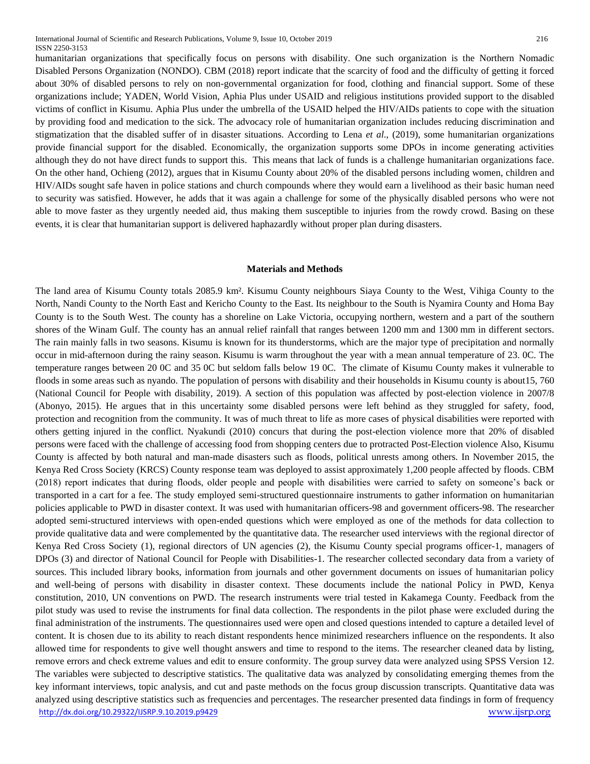humanitarian organizations that specifically focus on persons with disability. One such organization is the Northern Nomadic Disabled Persons Organization (NONDO). CBM (2018) report indicate that the scarcity of food and the difficulty of getting it forced about 30% of disabled persons to rely on non-governmental organization for food, clothing and financial support. Some of these organizations include; YADEN, World Vision, Aphia Plus under USAID and religious institutions provided support to the disabled victims of conflict in Kisumu. Aphia Plus under the umbrella of the USAID helped the HIV/AIDs patients to cope with the situation by providing food and medication to the sick. The advocacy role of humanitarian organization includes reducing discrimination and stigmatization that the disabled suffer of in disaster situations. According to Lena *et al*., (2019), some humanitarian organizations provide financial support for the disabled. Economically, the organization supports some DPOs in income generating activities although they do not have direct funds to support this. This means that lack of funds is a challenge humanitarian organizations face. On the other hand, Ochieng (2012), argues that in Kisumu County about 20% of the disabled persons including women, children and HIV/AIDs sought safe haven in police stations and church compounds where they would earn a livelihood as their basic human need to security was satisfied. However, he adds that it was again a challenge for some of the physically disabled persons who were not able to move faster as they urgently needed aid, thus making them susceptible to injuries from the rowdy crowd. Basing on these events, it is clear that humanitarian support is delivered haphazardly without proper plan during disasters.

## Materials and Methods

The land area of Kisumu County totals 2085.9 km². Kisumu County neighbours Siaya County to the West, Vihiga County to the North, Nandi County to the North East and Kericho County to the East. Its neighbour to the South is Nyamira County and Homa Bay County is to the South West. The county has a shoreline on Lake Victoria, occupying northern, western and a part of the southern shores of the Winam Gulf. The county has an annual relief rainfall that ranges between 1200 mm and 1300 mm in different sectors. The rain mainly falls in two seasons. Kisumu is known for its thunderstorms, which are the major type of precipitation and normally occur in mid-afternoon during the rainy season. Kisumu is warm throughout the year with a mean annual temperature of 23. 0C. The temperature ranges between 20 0C and 35 0C but seldom falls below 19 0C. The climate of Kisumu County makes it vulnerable to floods in some areas such as nyando. The population of persons with disability and their households in Kisumu county is about15, 760 (National Council for People with disability, 2019). A section of this population was affected by post-election violence in 2007/8 (Abonyo, 2015). He argues that in this uncertainty some disabled persons were left behind as they struggled for safety, food, protection and recognition from the community. It was of much threat to life as more cases of physical disabilities were reported with others getting injured in the conflict. Nyakundi (2010) concurs that during the post-election violence more that 20% of disabled persons were faced with the challenge of accessing food from shopping centers due to protracted Post-Election violence Also, Kisumu County is affected by both natural and man-made disasters such as floods, political unrests among others. In November 2015, the Kenya Red Cross Society (KRCS) County response team was deployed to assist approximately 1,200 people affected by floods. CBM (2018) report indicates that during floods, older people and people with disabilities were carried to safety on someone's back or transported in a cart for a fee. The study employed semi-structured questionnaire instruments to gather information on humanitarian policies applicable to PWD in disaster context. It was used with humanitarian officers-98 and government officers-98. The researcher adopted semi-structured interviews with open-ended questions which were employed as one of the methods for data collection to provide qualitative data and were complemented by the quantitative data. The researcher used interviews with the regional director of Kenya Red Cross Society (1), regional directors of UN agencies (2), the Kisumu County special programs officer-1, managers of DPOs (3) and director of National Council for People with Disabilities-1. The researcher collected secondary data from a variety of sources. This included library books, information from journals and other government documents on issues of humanitarian policy and well-being of persons with disability in disaster context. These documents include the national Policy in PWD, Kenya constitution, 2010, UN conventions on PWD. The research instruments were trial tested in Kakamega County. Feedback from the pilot study was used to revise the instruments for final data collection. The respondents in the pilot phase were excluded during the final administration of the instruments. The questionnaires used were open and closed questions intended to capture a detailed level of content. It is chosen due to its ability to reach distant respondents hence minimized researchers influence on the respondents. It also allowed time for respondents to give well thought answers and time to respond to the items. The researcher cleaned data by listing, remove errors and check extreme values and edit to ensure conformity. The group survey data were analyzed using SPSS Version 12. The variables were subjected to descriptive statistics. The qualitative data was analyzed by consolidating emerging themes from the key informant interviews, topic analysis, and cut and paste methods on the focus group discussion transcripts. Quantitative data was analyzed using descriptive statistics such as frequencies and percentages. The researcher presented data findings in form of frequency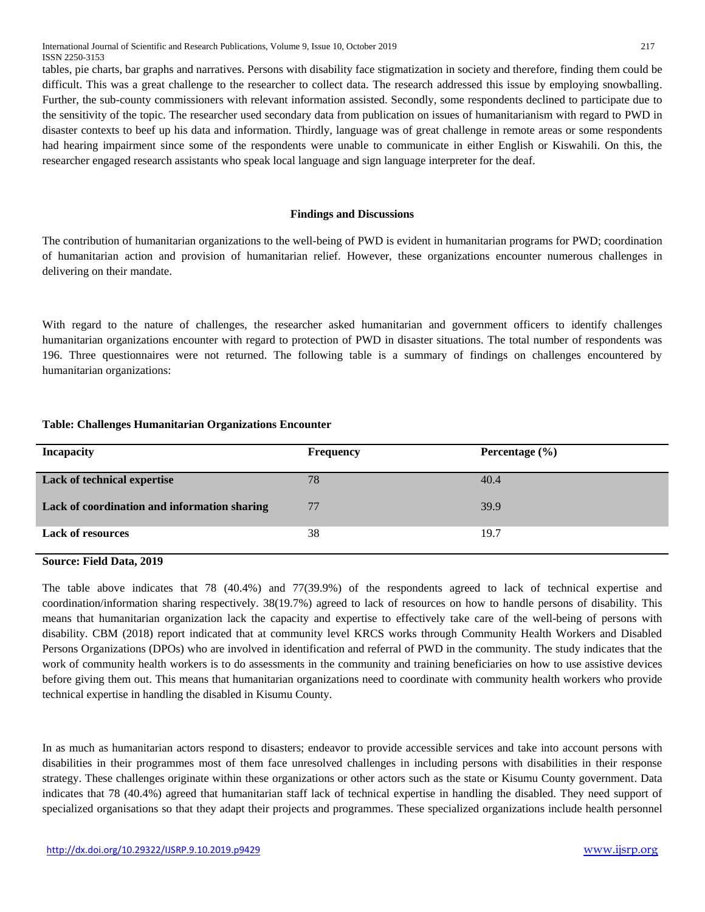tables, pie charts, bar graphs and narratives. Persons with disability face stigmatization in society and therefore, finding them could be difficult. This was a great challenge to the researcher to collect data. The research addressed this issue by employing snowballing. Further, the sub-county commissioners with relevant information assisted. Secondly, some respondents declined to participate due to the sensitivity of the topic. The researcher used secondary data from publication on issues of humanitarianism with regard to PWD in disaster contexts to beef up his data and information. Thirdly, language was of great challenge in remote areas or some respondents had hearing impairment since some of the respondents were unable to communicate in either English or Kiswahili. On this, the researcher engaged research assistants who speak local language and sign language interpreter for the deaf.

## Findings and Discussions

The contribution of humanitarian organizations to the well-being of PWD is evident in humanitarian programs for PWD; coordination of humanitarian action and provision of humanitarian relief. However, these organizations encounter numerous challenges in delivering on their mandate.

With regard to the nature of challenges, the researcher asked humanitarian and government officers to identify challenges humanitarian organizations encounter with regard to protection of PWD in disaster situations. The total number of respondents was 196. Three questionnaires were not returned. The following table is a summary of findings on challenges encountered by humanitarian organizations:

**Table: Challenges Humanitarian Organizations Encounter**

| Incapacity | Frequency | Percentage (%) |
|---|---|---|
| **Lack of technical expertise** | 78 | 40.4 |
| **Lack of coordination and information sharing** | 77 | 39.9 |
| **Lack of resources** | 38 | 19.7 |

**Source: Field Data, 2019**

The table above indicates that 78 (40.4%) and 77(39.9%) of the respondents agreed to lack of technical expertise and coordination/information sharing respectively. 38(19.7%) agreed to lack of resources on how to handle persons of disability. This means that humanitarian organization lack the capacity and expertise to effectively take care of the well-being of persons with disability. CBM (2018) report indicated that at community level KRCS works through Community Health Workers and Disabled Persons Organizations (DPOs) who are involved in identification and referral of PWD in the community. The study indicates that the work of community health workers is to do assessments in the community and training beneficiaries on how to use assistive devices before giving them out. This means that humanitarian organizations need to coordinate with community health workers who provide technical expertise in handling the disabled in Kisumu County.

In as much as humanitarian actors respond to disasters; endeavor to provide accessible services and take into account persons with disabilities in their programmes most of them face unresolved challenges in including persons with disabilities in their response strategy. These challenges originate within these organizations or other actors such as the state or Kisumu County government. Data indicates that 78 (40.4%) agreed that humanitarian staff lack of technical expertise in handling the disabled. They need support of specialized organisations so that they adapt their projects and programmes. These specialized organizations include health personnel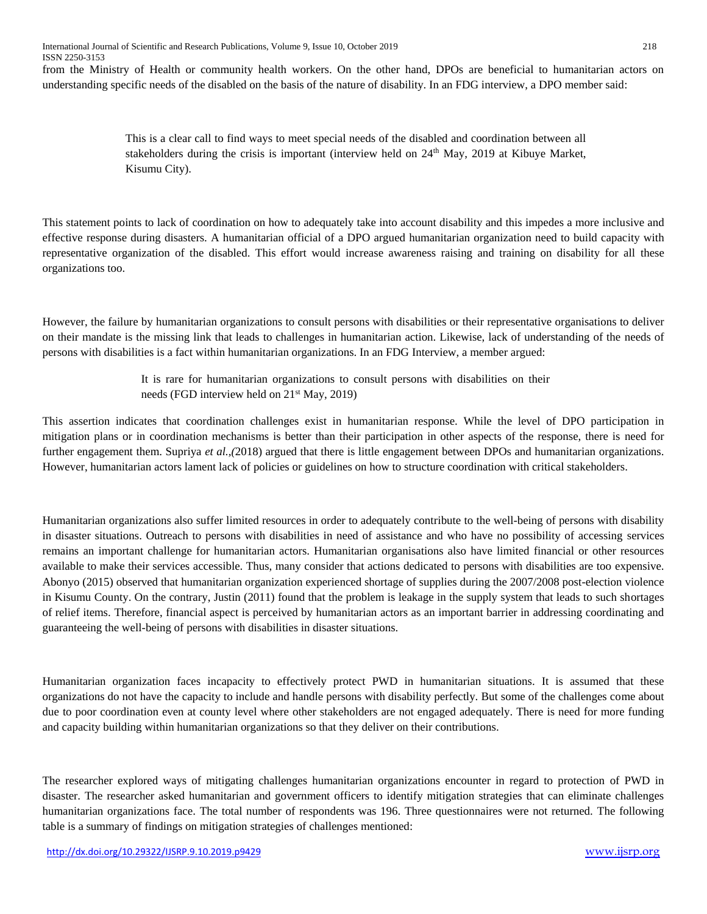from the Ministry of Health or community health workers. On the other hand, DPOs are beneficial to humanitarian actors on understanding specific needs of the disabled on the basis of the nature of disability. In an FDG interview, a DPO member said:

> This is a clear call to find ways to meet special needs of the disabled and coordination between all stakeholders during the crisis is important (interview held on 24th May, 2019 at Kibuye Market, Kisumu City).

This statement points to lack of coordination on how to adequately take into account disability and this impedes a more inclusive and effective response during disasters. A humanitarian official of a DPO argued humanitarian organization need to build capacity with representative organization of the disabled. This effort would increase awareness raising and training on disability for all these organizations too.

However, the failure by humanitarian organizations to consult persons with disabilities or their representative organisations to deliver on their mandate is the missing link that leads to challenges in humanitarian action. Likewise, lack of understanding of the needs of persons with disabilities is a fact within humanitarian organizations. In an FDG Interview, a member argued:

> It is rare for humanitarian organizations to consult persons with disabilities on their needs (FGD interview held on 21st May, 2019)

This assertion indicates that coordination challenges exist in humanitarian response. While the level of DPO participation in mitigation plans or in coordination mechanisms is better than their participation in other aspects of the response, there is need for further engagement them. Supriya *et al.,(*2018) argued that there is little engagement between DPOs and humanitarian organizations. However, humanitarian actors lament lack of policies or guidelines on how to structure coordination with critical stakeholders.

Humanitarian organizations also suffer limited resources in order to adequately contribute to the well-being of persons with disability in disaster situations. Outreach to persons with disabilities in need of assistance and who have no possibility of accessing services remains an important challenge for humanitarian actors. Humanitarian organisations also have limited financial or other resources available to make their services accessible. Thus, many consider that actions dedicated to persons with disabilities are too expensive. Abonyo (2015) observed that humanitarian organization experienced shortage of supplies during the 2007/2008 post-election violence in Kisumu County. On the contrary, Justin (2011) found that the problem is leakage in the supply system that leads to such shortages of relief items. Therefore, financial aspect is perceived by humanitarian actors as an important barrier in addressing coordinating and guaranteeing the well-being of persons with disabilities in disaster situations.

Humanitarian organization faces incapacity to effectively protect PWD in humanitarian situations. It is assumed that these organizations do not have the capacity to include and handle persons with disability perfectly. But some of the challenges come about due to poor coordination even at county level where other stakeholders are not engaged adequately. There is need for more funding and capacity building within humanitarian organizations so that they deliver on their contributions.

The researcher explored ways of mitigating challenges humanitarian organizations encounter in regard to protection of PWD in disaster. The researcher asked humanitarian and government officers to identify mitigation strategies that can eliminate challenges humanitarian organizations face. The total number of respondents was 196. Three questionnaires were not returned. The following table is a summary of findings on mitigation strategies of challenges mentioned: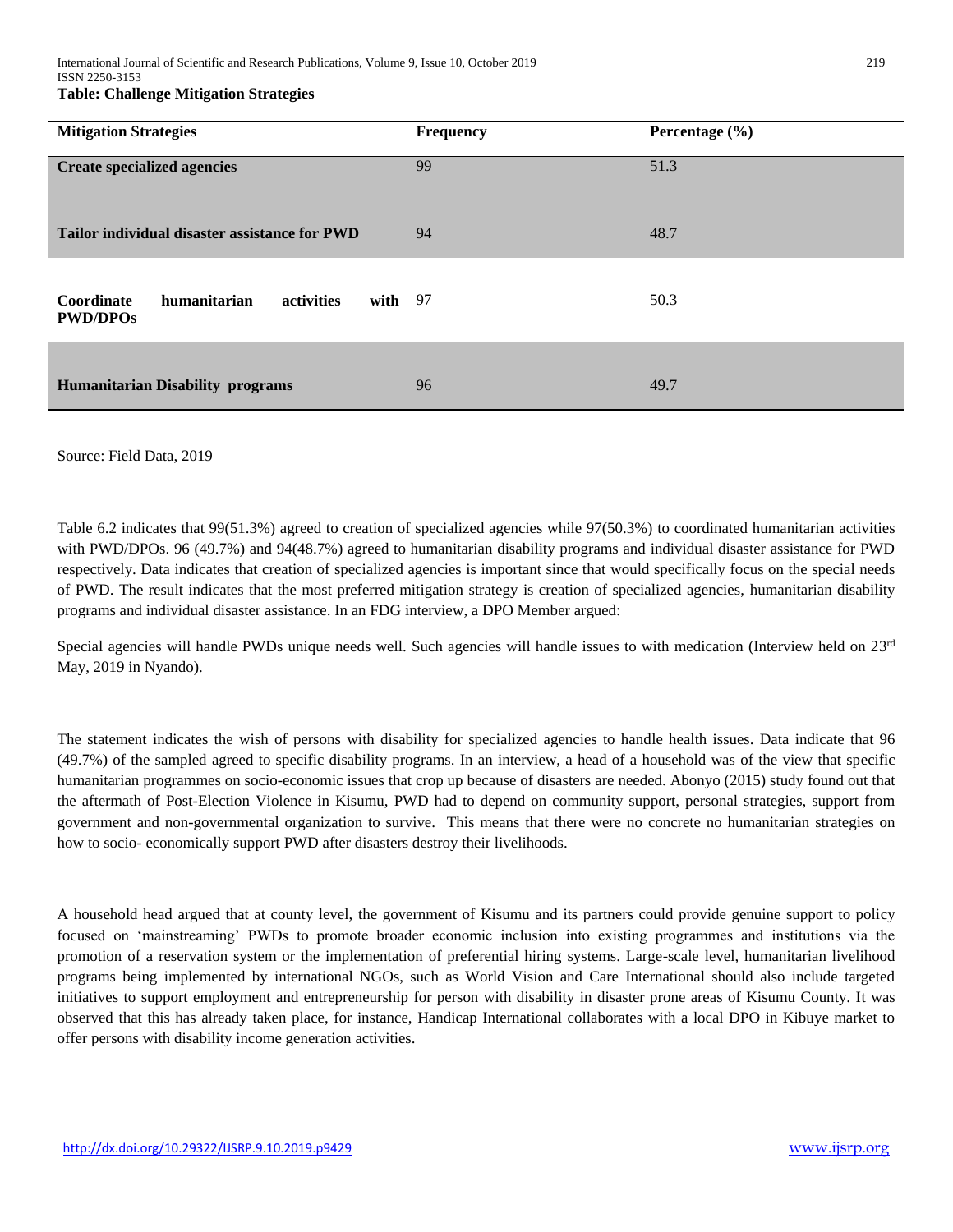**Table: Challenge Mitigation Strategies**

| Mitigation Strategies | Frequency | Percentage (%) |
|---|---|---|
| **Create specialized agencies** | 99 | 51.3 |
| **Tailor individual disaster assistance for PWD** | 94 | 48.7 |
| **Coordinate humanitarian activities with PWD/DPOs** | 97 | 50.3 |
| **Humanitarian Disability programs** | 96 | 49.7 |

Source: Field Data, 2019

Table 6.2 indicates that 99(51.3%) agreed to creation of specialized agencies while 97(50.3%) to coordinated humanitarian activities with PWD/DPOs. 96 (49.7%) and 94(48.7%) agreed to humanitarian disability programs and individual disaster assistance for PWD respectively. Data indicates that creation of specialized agencies is important since that would specifically focus on the special needs of PWD. The result indicates that the most preferred mitigation strategy is creation of specialized agencies, humanitarian disability programs and individual disaster assistance. In an FDG interview, a DPO Member argued:

Special agencies will handle PWDs unique needs well. Such agencies will handle issues to with medication (Interview held on 23rd May, 2019 in Nyando).

The statement indicates the wish of persons with disability for specialized agencies to handle health issues. Data indicate that 96 (49.7%) of the sampled agreed to specific disability programs. In an interview, a head of a household was of the view that specific humanitarian programmes on socio-economic issues that crop up because of disasters are needed. Abonyo (2015) study found out that the aftermath of Post-Election Violence in Kisumu, PWD had to depend on community support, personal strategies, support from government and non-governmental organization to survive. This means that there were no concrete no humanitarian strategies on how to socio- economically support PWD after disasters destroy their livelihoods.

A household head argued that at county level, the government of Kisumu and its partners could provide genuine support to policy focused on 'mainstreaming' PWDs to promote broader economic inclusion into existing programmes and institutions via the promotion of a reservation system or the implementation of preferential hiring systems. Large-scale level, humanitarian livelihood programs being implemented by international NGOs, such as World Vision and Care International should also include targeted initiatives to support employment and entrepreneurship for person with disability in disaster prone areas of Kisumu County. It was observed that this has already taken place, for instance, Handicap International collaborates with a local DPO in Kibuye market to offer persons with disability income generation activities.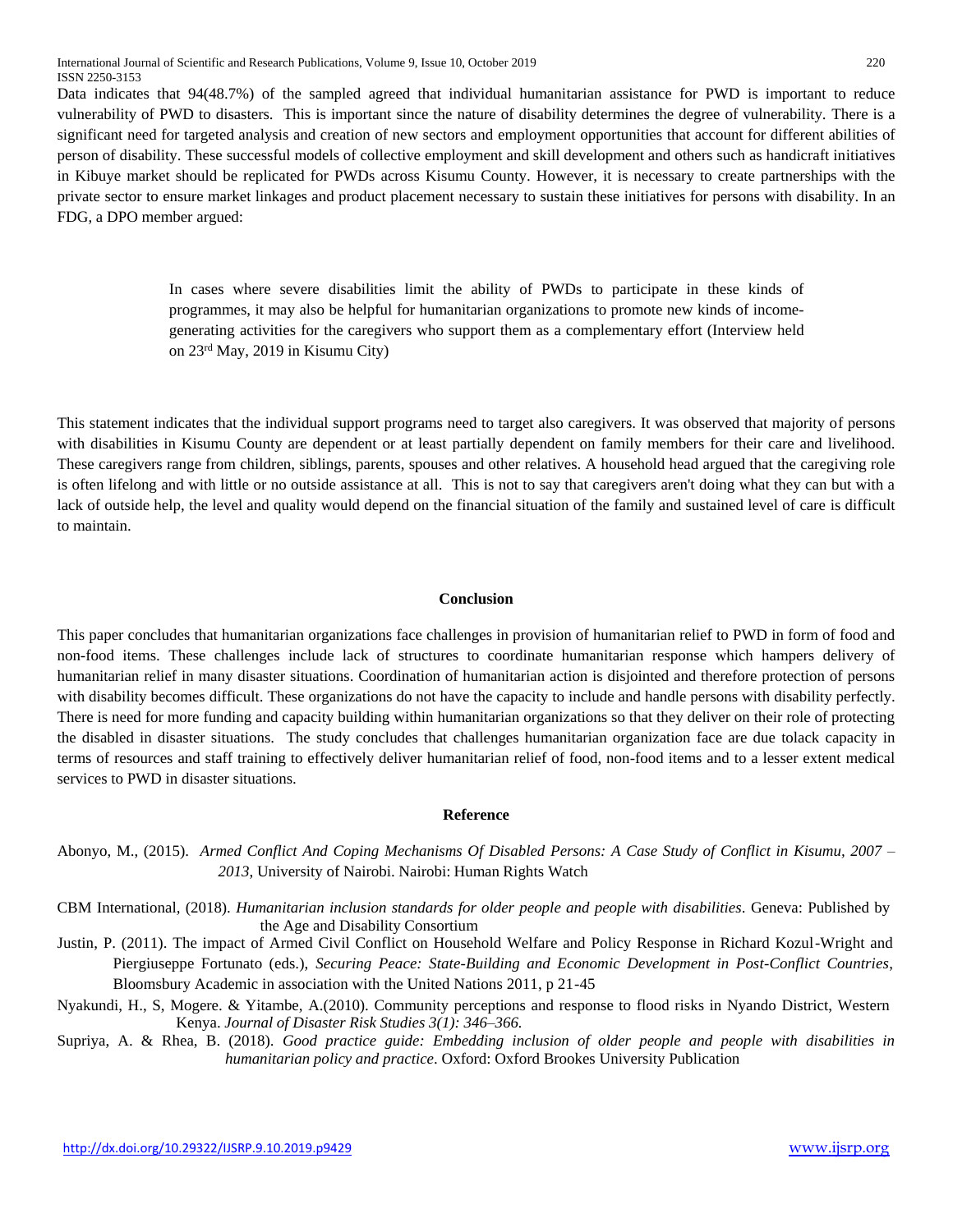Data indicates that 94(48.7%) of the sampled agreed that individual humanitarian assistance for PWD is important to reduce vulnerability of PWD to disasters. This is important since the nature of disability determines the degree of vulnerability. There is a significant need for targeted analysis and creation of new sectors and employment opportunities that account for different abilities of person of disability. These successful models of collective employment and skill development and others such as handicraft initiatives in Kibuye market should be replicated for PWDs across Kisumu County. However, it is necessary to create partnerships with the private sector to ensure market linkages and product placement necessary to sustain these initiatives for persons with disability. In an FDG, a DPO member argued:

> In cases where severe disabilities limit the ability of PWDs to participate in these kinds of programmes, it may also be helpful for humanitarian organizations to promote new kinds of income-generating activities for the caregivers who support them as a complementary effort (Interview held on 23rd May, 2019 in Kisumu City)

This statement indicates that the individual support programs need to target also caregivers. It was observed that majority of persons with disabilities in Kisumu County are dependent or at least partially dependent on family members for their care and livelihood. These caregivers range from children, siblings, parents, spouses and other relatives. A household head argued that the caregiving role is often lifelong and with little or no outside assistance at all. This is not to say that caregivers aren't doing what they can but with a lack of outside help, the level and quality would depend on the financial situation of the family and sustained level of care is difficult to maintain.

## Conclusion

This paper concludes that humanitarian organizations face challenges in provision of humanitarian relief to PWD in form of food and non-food items. These challenges include lack of structures to coordinate humanitarian response which hampers delivery of humanitarian relief in many disaster situations. Coordination of humanitarian action is disjointed and therefore protection of persons with disability becomes difficult. These organizations do not have the capacity to include and handle persons with disability perfectly. There is need for more funding and capacity building within humanitarian organizations so that they deliver on their role of protecting the disabled in disaster situations. The study concludes that challenges humanitarian organization face are due tolack capacity in terms of resources and staff training to effectively deliver humanitarian relief of food, non-food items and to a lesser extent medical services to PWD in disaster situations.

## Reference

Abonyo, M., (2015). *Armed Conflict And Coping Mechanisms Of Disabled Persons: A Case Study of Conflict in Kisumu, 2007 – 2013*, University of Nairobi. Nairobi: Human Rights Watch

CBM International, (2018). *Humanitarian inclusion standards for older people and people with disabilities*. Geneva: Published by the Age and Disability Consortium

Justin, P. (2011). The impact of Armed Civil Conflict on Household Welfare and Policy Response in Richard Kozul-Wright and Piergiuseppe Fortunato (eds.), *Securing Peace: State-Building and Economic Development in Post-Conflict Countries*, Bloomsbury Academic in association with the United Nations 2011, p 21-45

Nyakundi, H., S, Mogere. & Yitambe, A.(2010). Community perceptions and response to flood risks in Nyando District, Western Kenya. *Journal of Disaster Risk Studies 3(1): 346–366.*

Supriya, A. & Rhea, B. (2018). *Good practice guide: Embedding inclusion of older people and people with disabilities in humanitarian policy and practice*. Oxford: Oxford Brookes University Publication